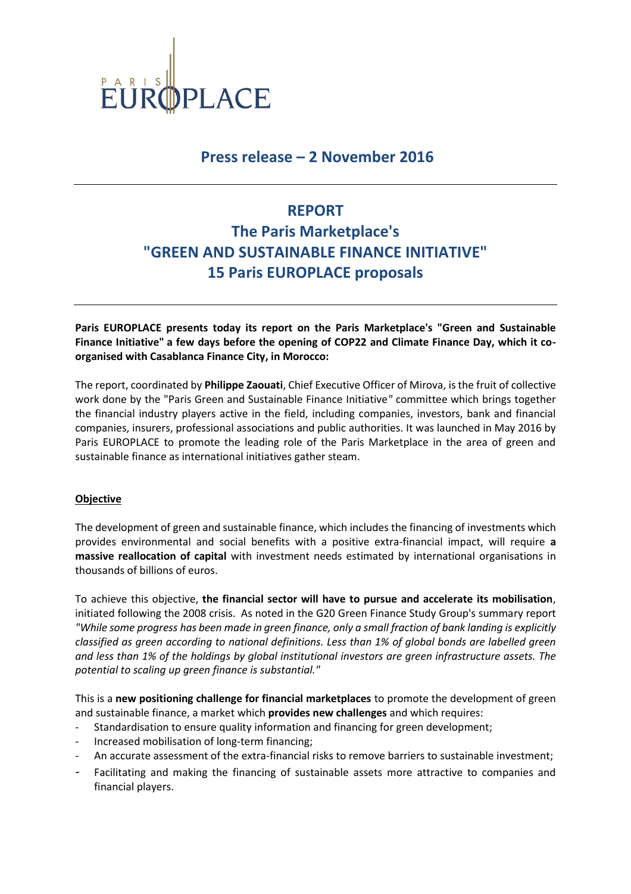PARIS EUROPLACE

## Press release – 2 November 2016

# REPORT
# The Paris Marketplace's "GREEN AND SUSTAINABLE FINANCE INITIATIVE" 15 Paris EUROPLACE proposals

**Paris EUROPLACE presents today its report on the Paris Marketplace's "Green and Sustainable Finance Initiative" a few days before the opening of COP22 and Climate Finance Day, which it co-organised with Casablanca Finance City, in Morocco:**

The report, coordinated by **Philippe Zaouati**, Chief Executive Officer of Mirova, is the fruit of collective work done by the "Paris Green and Sustainable Finance Initiative" committee which brings together the financial industry players active in the field, including companies, investors, bank and financial companies, insurers, professional associations and public authorities. It was launched in May 2016 by Paris EUROPLACE to promote the leading role of the Paris Marketplace in the area of green and sustainable finance as international initiatives gather steam.

**Objective**

The development of green and sustainable finance, which includes the financing of investments which provides environmental and social benefits with a positive extra-financial impact, will require **a massive reallocation of capital** with investment needs estimated by international organisations in thousands of billions of euros.

To achieve this objective, **the financial sector will have to pursue and accelerate its mobilisation**, initiated following the 2008 crisis. As noted in the G20 Green Finance Study Group's summary report *"While some progress has been made in green finance, only a small fraction of bank landing is explicitly classified as green according to national definitions. Less than 1% of global bonds are labelled green and less than 1% of the holdings by global institutional investors are green infrastructure assets. The potential to scaling up green finance is substantial."*

This is a **new positioning challenge for financial marketplaces** to promote the development of green and sustainable finance, a market which **provides new challenges** and which requires:

- Standardisation to ensure quality information and financing for green development;
- Increased mobilisation of long-term financing;
- An accurate assessment of the extra-financial risks to remove barriers to sustainable investment;
- Facilitating and making the financing of sustainable assets more attractive to companies and financial players.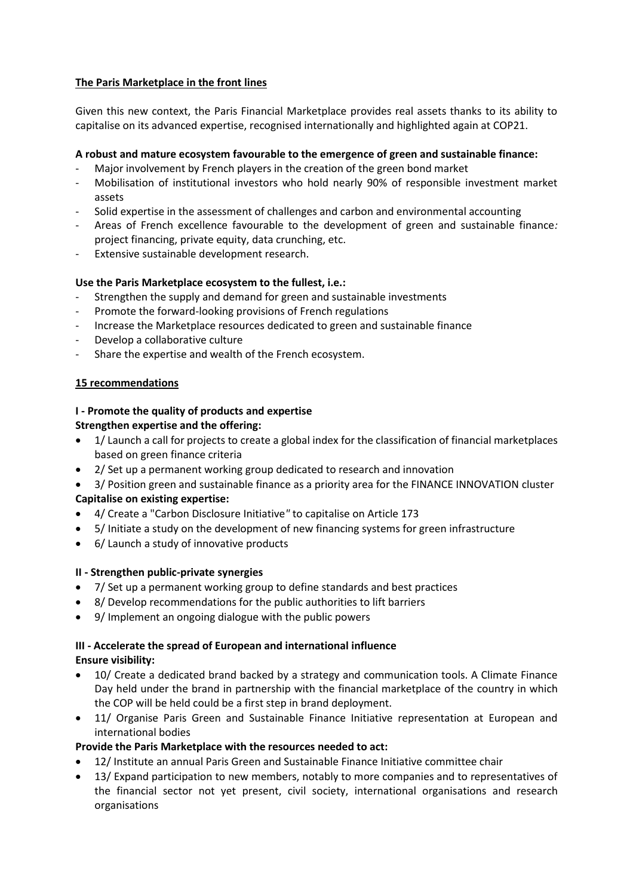**The Paris Marketplace in the front lines**

Given this new context, the Paris Financial Marketplace provides real assets thanks to its ability to capitalise on its advanced expertise, recognised internationally and highlighted again at COP21.

**A robust and mature ecosystem favourable to the emergence of green and sustainable finance:**

- Major involvement by French players in the creation of the green bond market
- Mobilisation of institutional investors who hold nearly 90% of responsible investment market assets
- Solid expertise in the assessment of challenges and carbon and environmental accounting
- Areas of French excellence favourable to the development of green and sustainable finance*:* project financing, private equity, data crunching, etc.
- Extensive sustainable development research.

**Use the Paris Marketplace ecosystem to the fullest, i.e.:**

- Strengthen the supply and demand for green and sustainable investments
- Promote the forward-looking provisions of French regulations
- Increase the Marketplace resources dedicated to green and sustainable finance
- Develop a collaborative culture
- Share the expertise and wealth of the French ecosystem.

**15 recommendations**

**I - Promote the quality of products and expertise**

**Strengthen expertise and the offering:**

- 1/ Launch a call for projects to create a global index for the classification of financial marketplaces based on green finance criteria
- 2/ Set up a permanent working group dedicated to research and innovation
- 3/ Position green and sustainable finance as a priority area for the FINANCE INNOVATION cluster

**Capitalise on existing expertise:**

- 4/ Create a "Carbon Disclosure Initiative*"* to capitalise on Article 173
- 5/ Initiate a study on the development of new financing systems for green infrastructure
- 6/ Launch a study of innovative products

**II - Strengthen public-private synergies**

- 7/ Set up a permanent working group to define standards and best practices
- 8/ Develop recommendations for the public authorities to lift barriers
- 9/ Implement an ongoing dialogue with the public powers

**III - Accelerate the spread of European and international influence**

**Ensure visibility:**

- 10/ Create a dedicated brand backed by a strategy and communication tools. A Climate Finance Day held under the brand in partnership with the financial marketplace of the country in which the COP will be held could be a first step in brand deployment.
- 11/ Organise Paris Green and Sustainable Finance Initiative representation at European and international bodies

**Provide the Paris Marketplace with the resources needed to act:**

- 12/ Institute an annual Paris Green and Sustainable Finance Initiative committee chair
- 13/ Expand participation to new members, notably to more companies and to representatives of the financial sector not yet present, civil society, international organisations and research organisations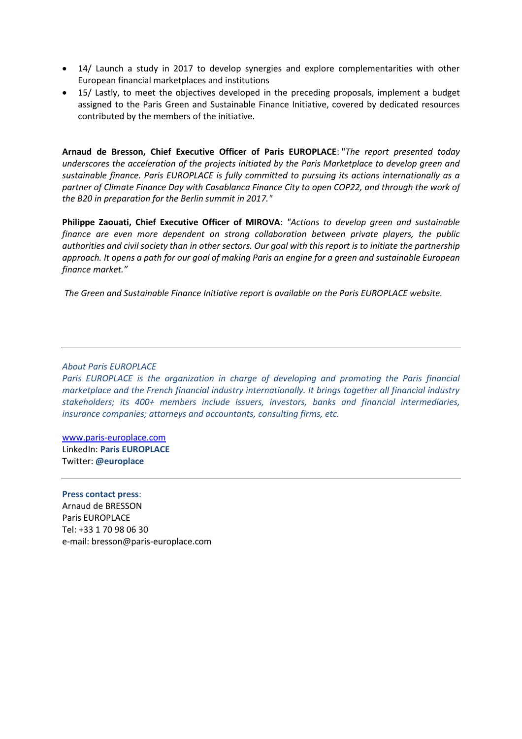- 14/ Launch a study in 2017 to develop synergies and explore complementarities with other European financial marketplaces and institutions
- 15/ Lastly, to meet the objectives developed in the preceding proposals, implement a budget assigned to the Paris Green and Sustainable Finance Initiative, covered by dedicated resources contributed by the members of the initiative.

**Arnaud de Bresson, Chief Executive Officer of Paris EUROPLACE**: "*The report presented today underscores the acceleration of the projects initiated by the Paris Marketplace to develop green and sustainable finance. Paris EUROPLACE is fully committed to pursuing its actions internationally as a partner of Climate Finance Day with Casablanca Finance City to open COP22, and through the work of the B20 in preparation for the Berlin summit in 2017.*"

**Philippe Zaouati, Chief Executive Officer of MIROVA**: *"Actions to develop green and sustainable finance are even more dependent on strong collaboration between private players, the public authorities and civil society than in other sectors. Our goal with this report is to initiate the partnership approach. It opens a path for our goal of making Paris an engine for a green and sustainable European finance market."*

*The Green and Sustainable Finance Initiative report is available on the Paris EUROPLACE website.*

---

*About Paris EUROPLACE*

*Paris EUROPLACE is the organization in charge of developing and promoting the Paris financial marketplace and the French financial industry internationally. It brings together all financial industry stakeholders; its 400+ members include issuers, investors, banks and financial intermediaries, insurance companies; attorneys and accountants, consulting firms, etc.*

[www.paris-europlace.com](http://www.paris-europlace.com)
LinkedIn: **Paris EUROPLACE**
Twitter: **@europlace**

---

**Press contact press**:
Arnaud de BRESSON
Paris EUROPLACE
Tel: +33 1 70 98 06 30
e-mail: bresson@paris-europlace.com